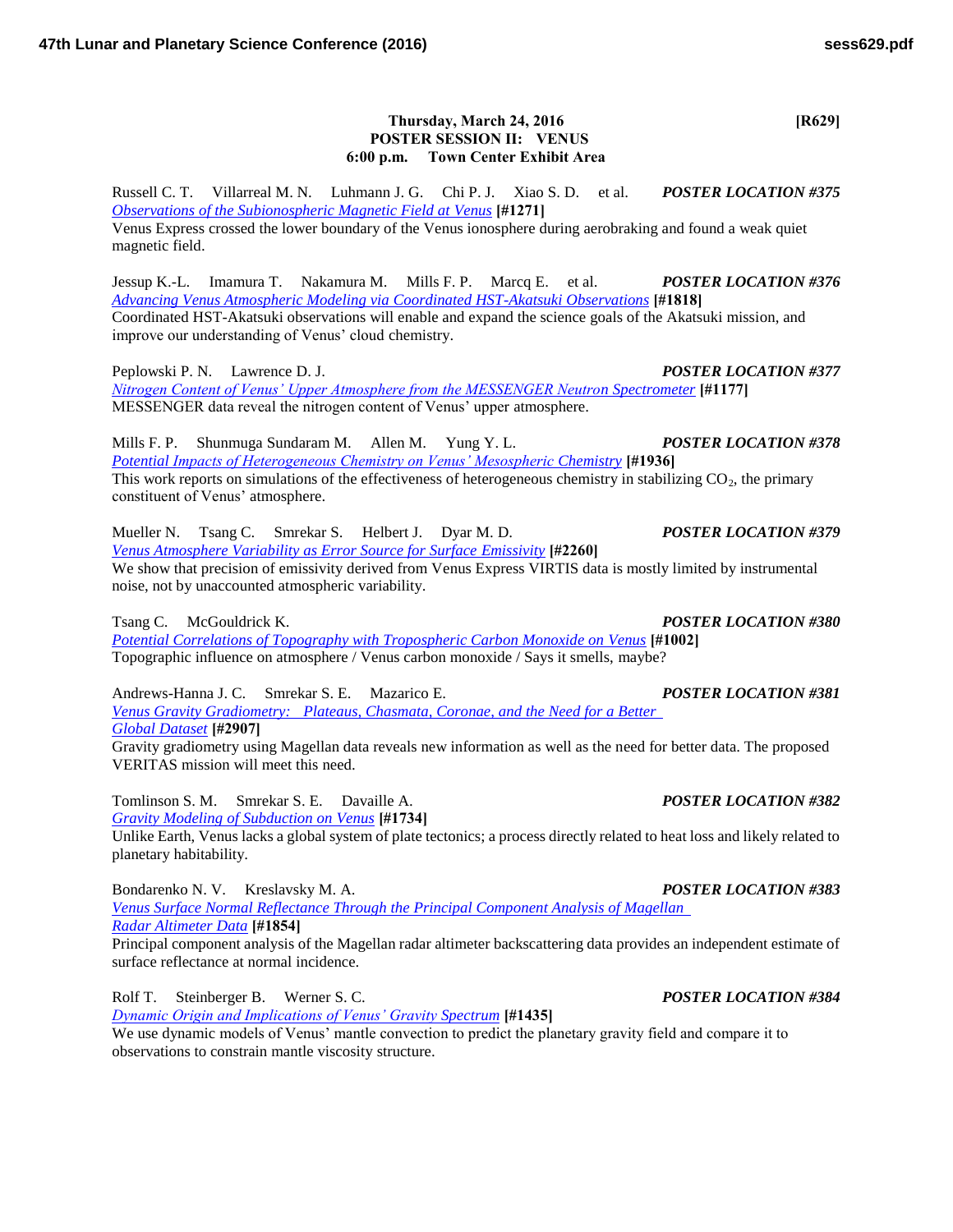**Thursday, March 24, 2016 [R629]**
**POSTER SESSION II: VENUS**
**6:00 p.m. Town Center Exhibit Area**

Russell C. T. Villarreal M. N. Luhmann J. G. Chi P. J. Xiao S. D. et al. ***POSTER LOCATION #375***
*Observations of the Subionospheric Magnetic Field at Venus* **[#1271]**
Venus Express crossed the lower boundary of the Venus ionosphere during aerobraking and found a weak quiet magnetic field.

Jessup K.-L. Imamura T. Nakamura M. Mills F. P. Marcq E. et al. ***POSTER LOCATION #376***
*Advancing Venus Atmospheric Modeling via Coordinated HST-Akatsuki Observations* **[#1818]**
Coordinated HST-Akatsuki observations will enable and expand the science goals of the Akatsuki mission, and improve our understanding of Venus' cloud chemistry.

Peplowski P. N. Lawrence D. J. ***POSTER LOCATION #377***
*Nitrogen Content of Venus' Upper Atmosphere from the MESSENGER Neutron Spectrometer* **[#1177]**
MESSENGER data reveal the nitrogen content of Venus' upper atmosphere.

Mills F. P. Shunmuga Sundaram M. Allen M. Yung Y. L. ***POSTER LOCATION #378***
*Potential Impacts of Heterogeneous Chemistry on Venus' Mesospheric Chemistry* **[#1936]**
This work reports on simulations of the effectiveness of heterogeneous chemistry in stabilizing $CO_2$, the primary constituent of Venus' atmosphere.

Mueller N. Tsang C. Smrekar S. Helbert J. Dyar M. D. ***POSTER LOCATION #379***
*Venus Atmosphere Variability as Error Source for Surface Emissivity* **[#2260]**
We show that precision of emissivity derived from Venus Express VIRTIS data is mostly limited by instrumental noise, not by unaccounted atmospheric variability.

Tsang C. McGouldrick K. ***POSTER LOCATION #380***
*Potential Correlations of Topography with Tropospheric Carbon Monoxide on Venus* **[#1002]**
Topographic influence on atmosphere / Venus carbon monoxide / Says it smells, maybe?

Andrews-Hanna J. C. Smrekar S. E. Mazarico E. ***POSTER LOCATION #381***
*Venus Gravity Gradiometry: Plateaus, Chasmata, Coronae, and the Need for a Better Global Dataset* **[#2907]**
Gravity gradiometry using Magellan data reveals new information as well as the need for better data. The proposed VERITAS mission will meet this need.

Tomlinson S. M. Smrekar S. E. Davaille A. ***POSTER LOCATION #382***
*Gravity Modeling of Subduction on Venus* **[#1734]**
Unlike Earth, Venus lacks a global system of plate tectonics; a process directly related to heat loss and likely related to planetary habitability.

Bondarenko N. V. Kreslavsky M. A. ***POSTER LOCATION #383***
*Venus Surface Normal Reflectance Through the Principal Component Analysis of Magellan Radar Altimeter Data* **[#1854]**
Principal component analysis of the Magellan radar altimeter backscattering data provides an independent estimate of surface reflectance at normal incidence.

Rolf T. Steinberger B. Werner S. C. ***POSTER LOCATION #384***
*Dynamic Origin and Implications of Venus' Gravity Spectrum* **[#1435]**
We use dynamic models of Venus' mantle convection to predict the planetary gravity field and compare it to observations to constrain mantle viscosity structure.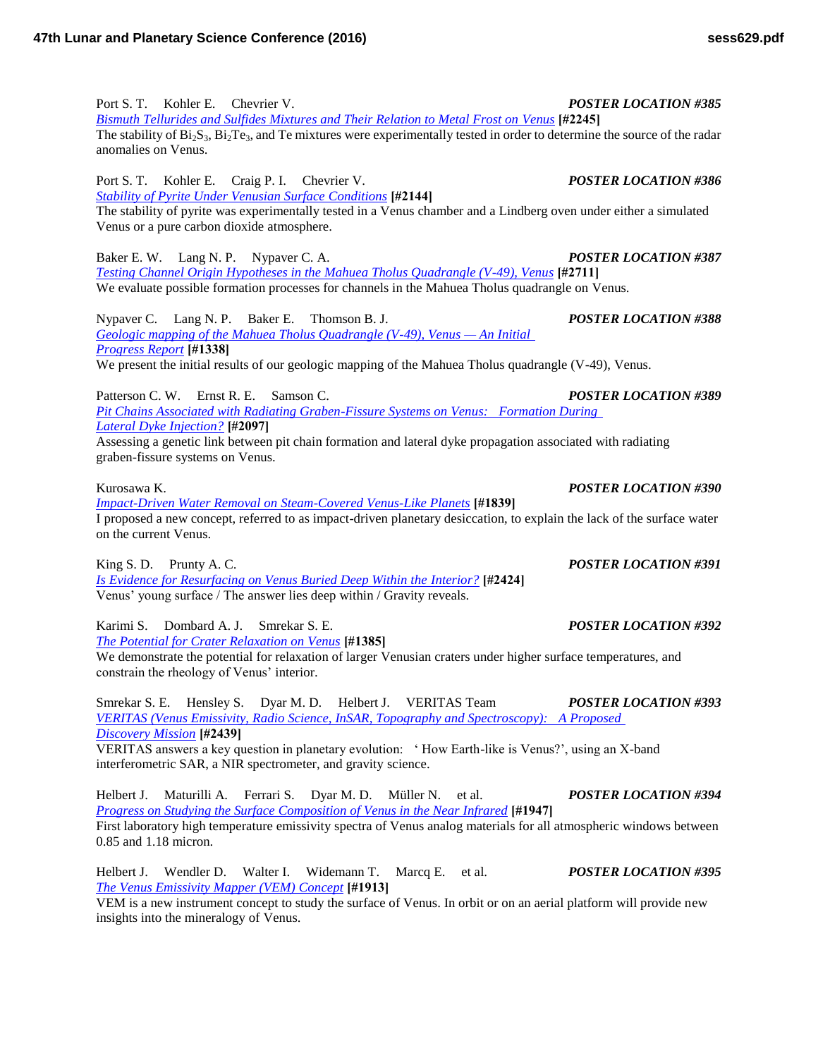Port S. T. Kohler E. Chevrier V. ***POSTER LOCATION #385***
*Bismuth Tellurides and Sulfides Mixtures and Their Relation to Metal Frost on Venus* **[#2245]**
The stability of $Bi_2S_3$, $Bi_2Te_3$, and Te mixtures were experimentally tested in order to determine the source of the radar anomalies on Venus.

Port S. T. Kohler E. Craig P. I. Chevrier V. ***POSTER LOCATION #386***
*Stability of Pyrite Under Venusian Surface Conditions* **[#2144]**
The stability of pyrite was experimentally tested in a Venus chamber and a Lindberg oven under either a simulated Venus or a pure carbon dioxide atmosphere.

Baker E. W. Lang N. P. Nypaver C. A. ***POSTER LOCATION #387***
*Testing Channel Origin Hypotheses in the Mahuea Tholus Quadrangle (V-49), Venus* **[#2711]**
We evaluate possible formation processes for channels in the Mahuea Tholus quadrangle on Venus.

Nypaver C. Lang N. P. Baker E. Thomson B. J. ***POSTER LOCATION #388***
*Geologic mapping of the Mahuea Tholus Quadrangle (V-49), Venus — An Initial Progress Report* **[#1338]**
We present the initial results of our geologic mapping of the Mahuea Tholus quadrangle (V-49), Venus.

Patterson C. W. Ernst R. E. Samson C. ***POSTER LOCATION #389***
*Pit Chains Associated with Radiating Graben-Fissure Systems on Venus: Formation During Lateral Dyke Injection?* **[#2097]**
Assessing a genetic link between pit chain formation and lateral dyke propagation associated with radiating graben-fissure systems on Venus.

Kurosawa K. ***POSTER LOCATION #390***
*Impact-Driven Water Removal on Steam-Covered Venus-Like Planets* **[#1839]**
I proposed a new concept, referred to as impact-driven planetary desiccation, to explain the lack of the surface water on the current Venus.

King S. D. Prunty A. C. ***POSTER LOCATION #391***
*Is Evidence for Resurfacing on Venus Buried Deep Within the Interior?* **[#2424]**
Venus' young surface / The answer lies deep within / Gravity reveals.

Karimi S. Dombard A. J. Smrekar S. E. ***POSTER LOCATION #392***
*The Potential for Crater Relaxation on Venus* **[#1385]**
We demonstrate the potential for relaxation of larger Venusian craters under higher surface temperatures, and constrain the rheology of Venus' interior.

Smrekar S. E. Hensley S. Dyar M. D. Helbert J. VERITAS Team ***POSTER LOCATION #393***
*VERITAS (Venus Emissivity, Radio Science, InSAR, Topography and Spectroscopy): A Proposed Discovery Mission* **[#2439]**
VERITAS answers a key question in planetary evolution: ' How Earth-like is Venus?', using an X-band interferometric SAR, a NIR spectrometer, and gravity science.

Helbert J. Maturilli A. Ferrari S. Dyar M. D. Müller N. et al. ***POSTER LOCATION #394***
*Progress on Studying the Surface Composition of Venus in the Near Infrared* **[#1947]**
First laboratory high temperature emissivity spectra of Venus analog materials for all atmospheric windows between 0.85 and 1.18 micron.

Helbert J. Wendler D. Walter I. Widemann T. Marcq E. et al. ***POSTER LOCATION #395***
*The Venus Emissivity Mapper (VEM) Concept* **[#1913]**
VEM is a new instrument concept to study the surface of Venus. In orbit or on an aerial platform will provide new insights into the mineralogy of Venus.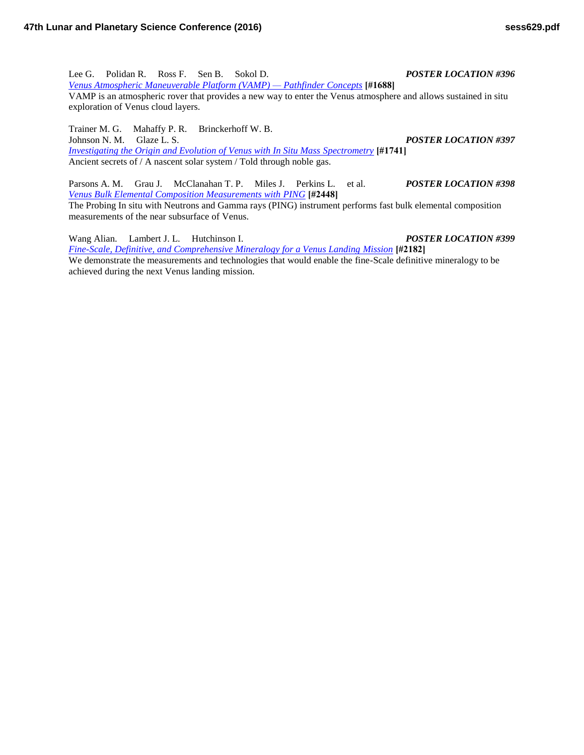Lee G. Polidan R. Ross F. Sen B. Sokol D. ***POSTER LOCATION #396***
*Venus Atmospheric Maneuverable Platform (VAMP) — Pathfinder Concepts* **[#1688]**
VAMP is an atmospheric rover that provides a new way to enter the Venus atmosphere and allows sustained in situ exploration of Venus cloud layers.

Trainer M. G. Mahaffy P. R. Brinckerhoff W. B.
Johnson N. M. Glaze L. S. ***POSTER LOCATION #397***
*Investigating the Origin and Evolution of Venus with In Situ Mass Spectrometry* **[#1741]**
Ancient secrets of / A nascent solar system / Told through noble gas.

Parsons A. M. Grau J. McClanahan T. P. Miles J. Perkins L. et al. ***POSTER LOCATION #398***
*Venus Bulk Elemental Composition Measurements with PING* **[#2448]**
The Probing In situ with Neutrons and Gamma rays (PING) instrument performs fast bulk elemental composition measurements of the near subsurface of Venus.

Wang Alian. Lambert J. L. Hutchinson I. ***POSTER LOCATION #399***
*Fine-Scale, Definitive, and Comprehensive Mineralogy for a Venus Landing Mission* **[#2182]**
We demonstrate the measurements and technologies that would enable the fine-Scale definitive mineralogy to be achieved during the next Venus landing mission.